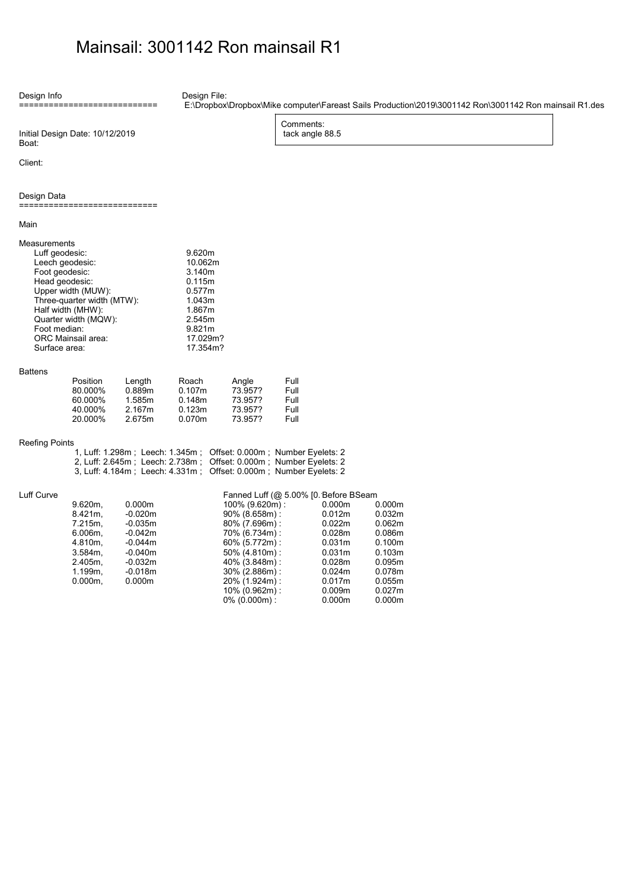# Mainsail: 3001142 Ron mainsail R1

Design Info
============================

Design File:
E:\Dropbox\Dropbox\Mike computer\Fareast Sails Production\2019\3001142 Ron\3001142 Ron mainsail R1.des

Initial Design Date: 10/12/2019
Boat:

Client:

Comments:
tack angle 88.5

Design Data
============================

Main

Measurements

| | |
|---|---|
| Luff geodesic: | 9.620m |
| Leech geodesic: | 10.062m |
| Foot geodesic: | 3.140m |
| Head geodesic: | 0.115m |
| Upper width (MUW): | 0.577m |
| Three-quarter width (MTW): | 1.043m |
| Half width (MHW): | 1.867m |
| Quarter width (MQW): | 2.545m |
| Foot median: | 9.821m |
| ORC Mainsail area: | 17.029m? |
| Surface area: | 17.354m? |

Battens

| Position | Length | Roach | Angle | Full |
|---|---|---|---|---|
| 80.000% | 0.889m | 0.107m | 73.957? | Full |
| 60.000% | 1.585m | 0.148m | 73.957? | Full |
| 40.000% | 2.167m | 0.123m | 73.957? | Full |
| 20.000% | 2.675m | 0.070m | 73.957? | Full |

Reefing Points

1, Luff: 1.298m ; Leech: 1.345m ; Offset: 0.000m ; Number Eyelets: 2
2, Luff: 2.645m ; Leech: 2.738m ; Offset: 0.000m ; Number Eyelets: 2
3, Luff: 4.184m ; Leech: 4.331m ; Offset: 0.000m ; Number Eyelets: 2

Luff Curve

| | |
|---|---|
| 9.620m, | 0.000m |
| 8.421m, | -0.020m |
| 7.215m, | -0.035m |
| 6.006m, | -0.042m |
| 4.810m, | -0.044m |
| 3.584m, | -0.040m |
| 2.405m, | -0.032m |
| 1.199m, | -0.018m |
| 0.000m, | 0.000m |

| Fanned Luff (@ 5.00% [0. | Before | BSeam |
|---|---|---|
| 100% (9.620m) : | 0.000m | 0.000m |
| 90% (8.658m) : | 0.012m | 0.032m |
| 80% (7.696m) : | 0.022m | 0.062m |
| 70% (6.734m) : | 0.028m | 0.086m |
| 60% (5.772m) : | 0.031m | 0.100m |
| 50% (4.810m) : | 0.031m | 0.103m |
| 40% (3.848m) : | 0.028m | 0.095m |
| 30% (2.886m) : | 0.024m | 0.078m |
| 20% (1.924m) : | 0.017m | 0.055m |
| 10% (0.962m) : | 0.009m | 0.027m |
| 0% (0.000m) : | 0.000m | 0.000m |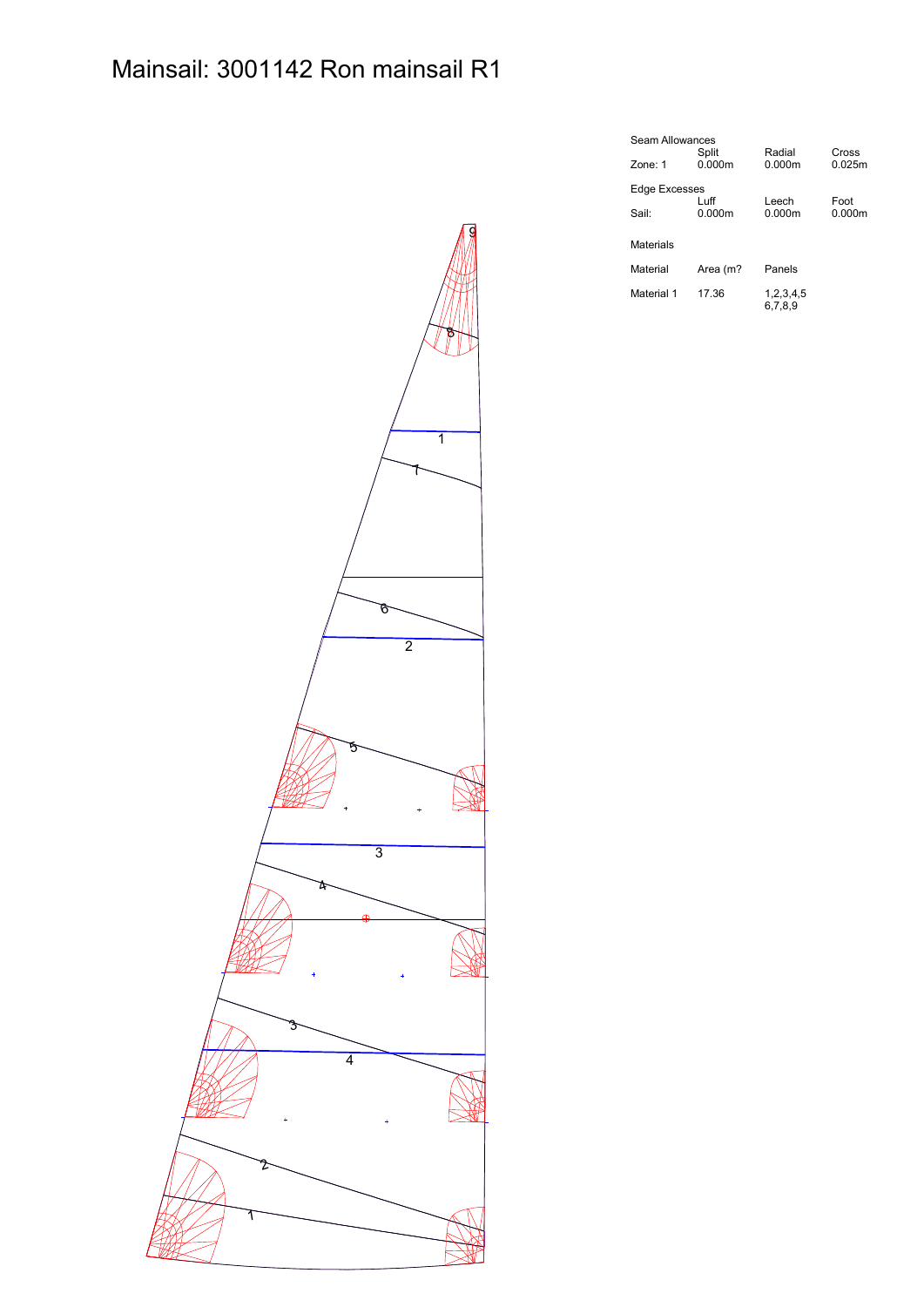# Mainsail: 3001142 Ron mainsail R1

Seam Allowances

| | Split | Radial | Cross |
|---|---|---|---|
| Zone: 1 | 0.000m | 0.000m | 0.025m |

Edge Excesses

| | Luff | Leech | Foot |
|---|---|---|---|
| Sail: | 0.000m | 0.000m | 0.000m |

Materials

| Material | Area (m? | Panels |
|---|---|---|
| Material 1 | 17.36 | 1,2,3,4,5 6,7,8,9 |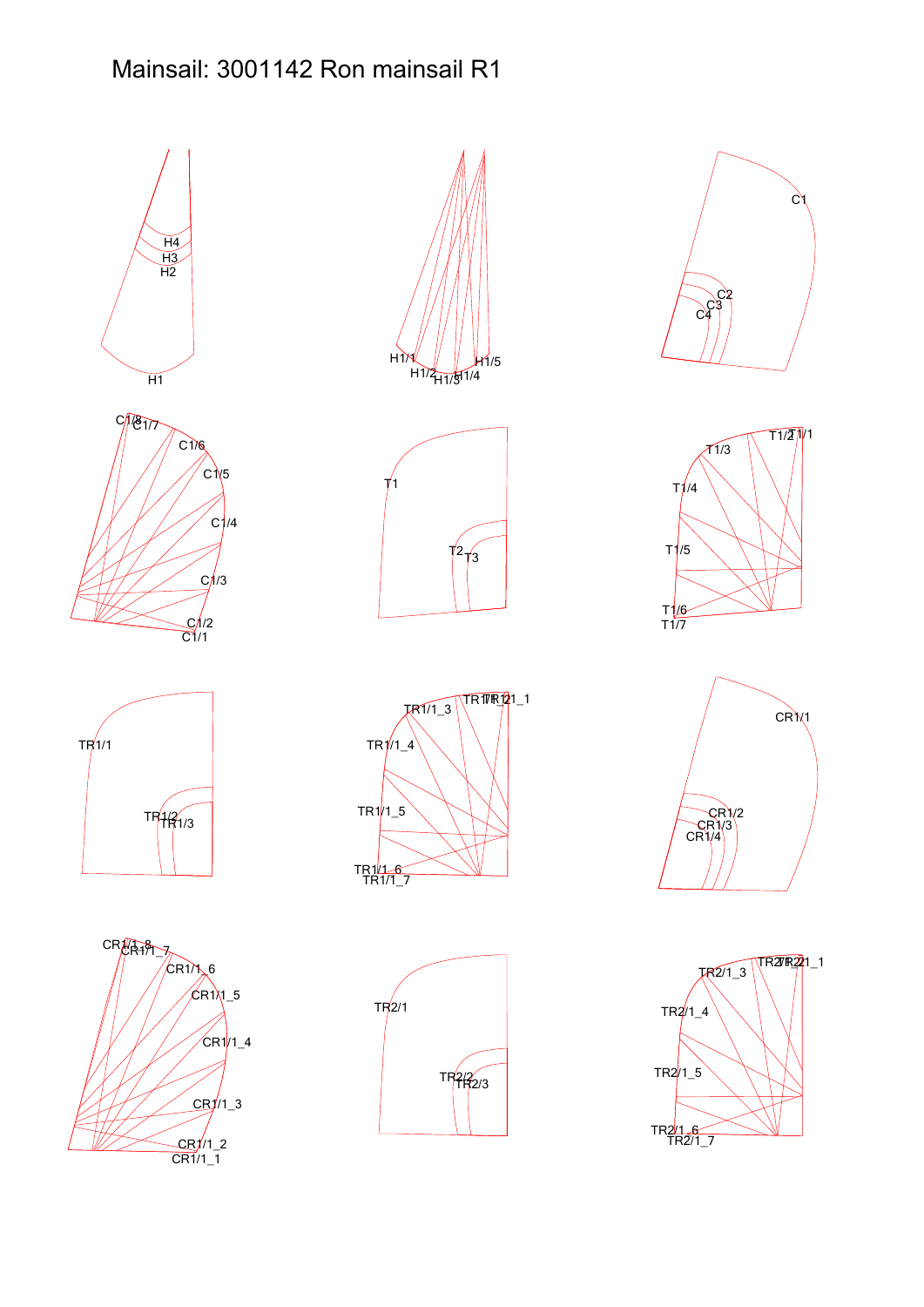# Mainsail: 3001142 Ron mainsail R1

H4
H3
H2
H1

H1/1
H1/2
H1/3
H1/4
H1/5

C1
C2
C3
C4

C1/8
C1/7
C1/6
C1/5
C1/4
C1/3
C1/2
C1/1

T1
T2
T3

T1/2
T1/1
T1/3
T1/4
T1/5
T1/6
T1/7

TR1/1
TR1/2
TR1/3

TR1/1_2
TR1/1_1
TR1/1_3
TR1/1_4
TR1/1_5
TR1/1_6
TR1/1_7

CR1/1
CR1/2
CR1/3
CR1/4

CR1/1_8
CR1/1_7
CR1/1_6
CR1/1_5
CR1/1_4
CR1/1_3
CR1/1_2
CR1/1_1

TR2/1
TR2/2
TR2/3

TR2/1_2
TR2/1_1
TR2/1_3
TR2/1_4
TR2/1_5
TR2/1_6
TR2/1_7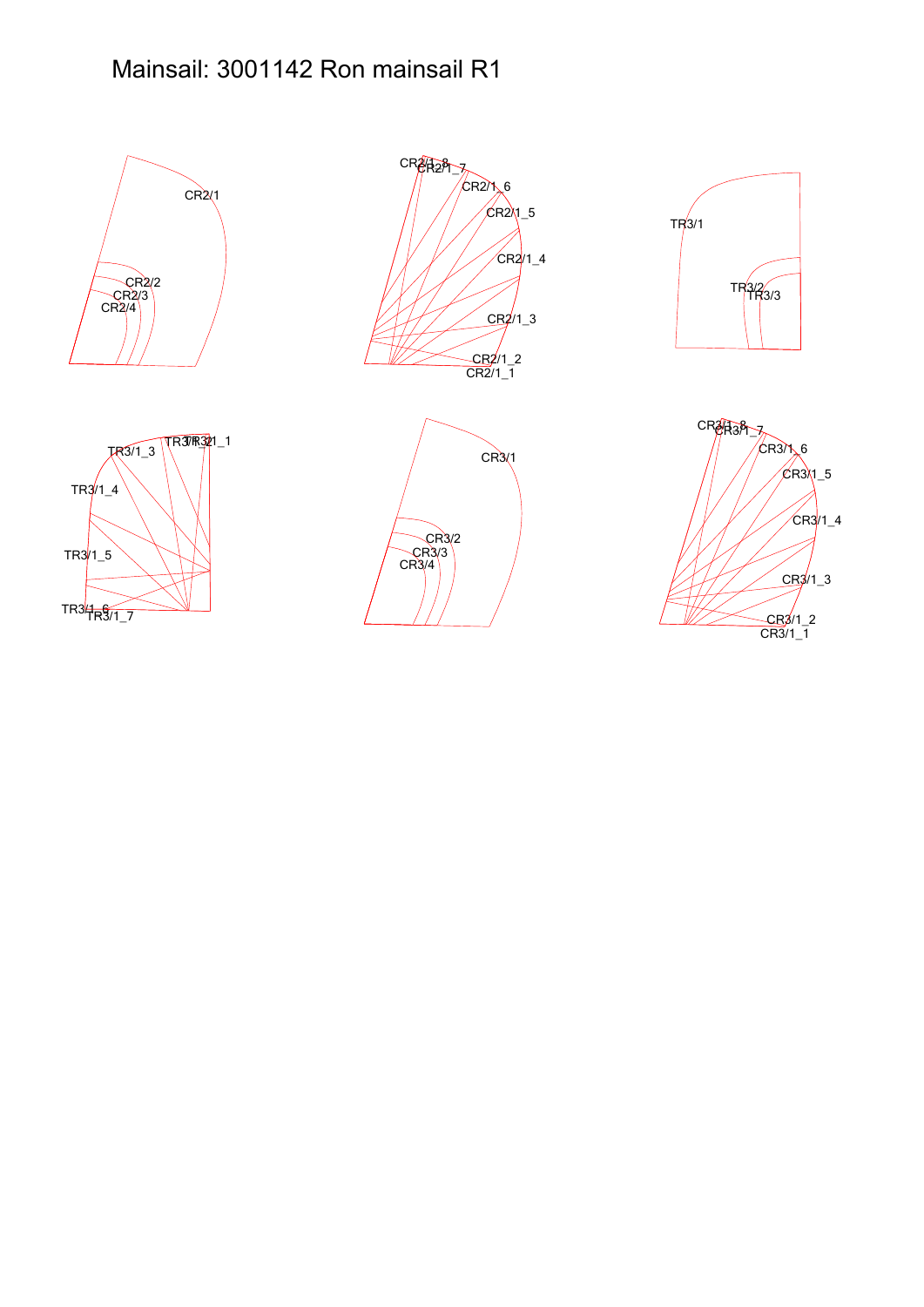# Mainsail: 3001142 Ron mainsail R1

CR2/1
CR2/2
CR2/3
CR2/4

CR2/1_8
CR2/1_7
CR2/1_6
CR2/1_5
CR2/1_4
CR2/1_3
CR2/1_2
CR2/1_1

TR3/1
TR3/2
TR3/3

TR3/1_1
TR3/1_2
TR3/1_3
TR3/1_4
TR3/1_5
TR3/1_6
TR3/1_7

CR3/1
CR3/2
CR3/3
CR3/4

CR3/1_8
CR3/1_7
CR3/1_6
CR3/1_5
CR3/1_4
CR3/1_3
CR3/1_2
CR3/1_1